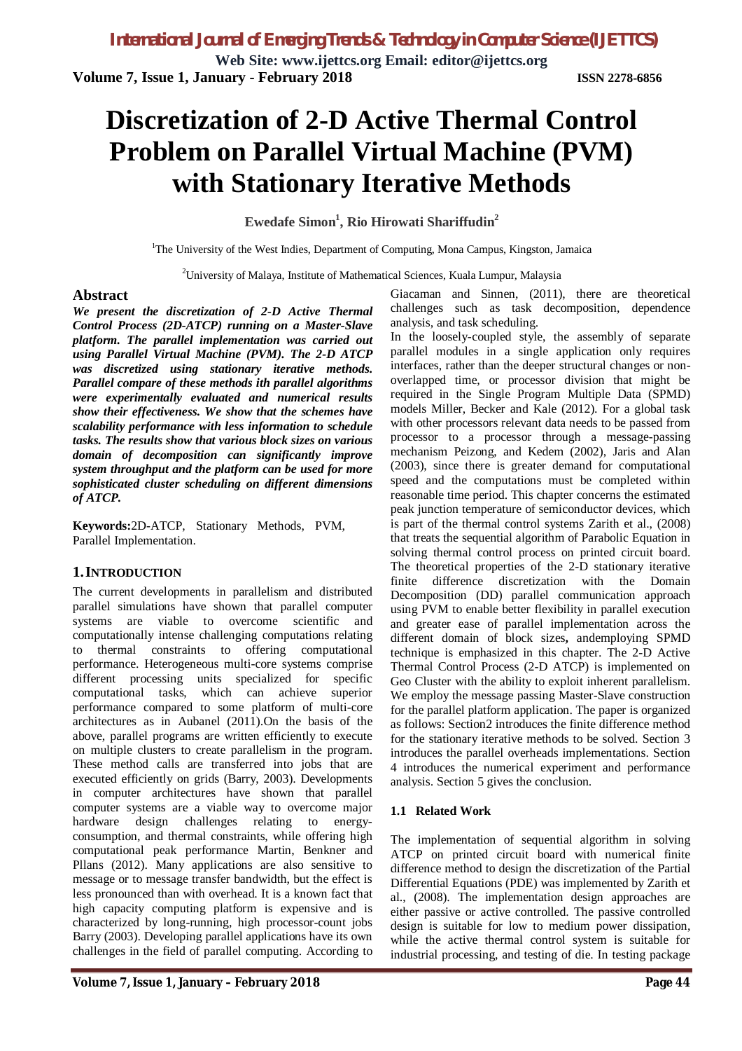# Discretization of 2-D Active Thermal Control Problem on Parallel Virtual Machine (PVM) with Stationary Iterative Methods

**Ewedafe Simon[1], Rio Hirowati Shariffudin[2]**

[1]The University of the West Indies, Department of Computing, Mona Campus, Kingston, Jamaica

[2]University of Malaya, Institute of Mathematical Sciences, Kuala Lumpur, Malaysia

## Abstract

***We present the discretization of 2-D Active Thermal Control Process (2D-ATCP) running on a Master-Slave platform. The parallel implementation was carried out using Parallel Virtual Machine (PVM). The 2-D ATCP was discretized using stationary iterative methods. Parallel compare of these methods ith parallel algorithms were experimentally evaluated and numerical results show their effectiveness. We show that the schemes have scalability performance with less information to schedule tasks. The results show that various block sizes on various domain of decomposition can significantly improve system throughput and the platform can be used for more sophisticated cluster scheduling on different dimensions of ATCP.***

**Keywords:**2D-ATCP, Stationary Methods, PVM, Parallel Implementation.

## 1. INTRODUCTION

The current developments in parallelism and distributed parallel simulations have shown that parallel computer systems are viable to overcome scientific and computationally intense challenging computations relating to thermal constraints to offering computational performance. Heterogeneous multi-core systems comprise different processing units specialized for specific computational tasks, which can achieve superior performance compared to some platform of multi-core architectures as in Aubanel (2011).On the basis of the above, parallel programs are written efficiently to execute on multiple clusters to create parallelism in the program. These method calls are transferred into jobs that are executed efficiently on grids (Barry, 2003). Developments in computer architectures have shown that parallel computer systems are a viable way to overcome major hardware design challenges relating to energy-consumption, and thermal constraints, while offering high computational peak performance Martin, Benkner and Pllans (2012). Many applications are also sensitive to message or to message transfer bandwidth, but the effect is less pronounced than with overhead. It is a known fact that high capacity computing platform is expensive and is characterized by long-running, high processor-count jobs Barry (2003). Developing parallel applications have its own challenges in the field of parallel computing. According to Giacaman and Sinnen, (2011), there are theoretical challenges such as task decomposition, dependence analysis, and task scheduling.

In the loosely-coupled style, the assembly of separate parallel modules in a single application only requires interfaces, rather than the deeper structural changes or non-overlapped time, or processor division that might be required in the Single Program Multiple Data (SPMD) models Miller, Becker and Kale (2012). For a global task with other processors relevant data needs to be passed from processor to a processor through a message-passing mechanism Peizong, and Kedem (2002), Jaris and Alan (2003), since there is greater demand for computational speed and the computations must be completed within reasonable time period. This chapter concerns the estimated peak junction temperature of semiconductor devices, which is part of the thermal control systems Zarith et al., (2008) that treats the sequential algorithm of Parabolic Equation in solving thermal control process on printed circuit board. The theoretical properties of the 2-D stationary iterative finite difference discretization with the Domain Decomposition (DD) parallel communication approach using PVM to enable better flexibility in parallel execution and greater ease of parallel implementation across the different domain of block sizes**,** andemploying SPMD technique is emphasized in this chapter. The 2-D Active Thermal Control Process (2-D ATCP) is implemented on Geo Cluster with the ability to exploit inherent parallelism. We employ the message passing Master-Slave construction for the parallel platform application. The paper is organized as follows: Section2 introduces the finite difference method for the stationary iterative methods to be solved. Section 3 introduces the parallel overheads implementations. Section 4 introduces the numerical experiment and performance analysis. Section 5 gives the conclusion.

### 1.1 Related Work

The implementation of sequential algorithm in solving ATCP on printed circuit board with numerical finite difference method to design the discretization of the Partial Differential Equations (PDE) was implemented by Zarith et al., (2008). The implementation design approaches are either passive or active controlled. The passive controlled design is suitable for low to medium power dissipation, while the active thermal control system is suitable for industrial processing, and testing of die. In testing package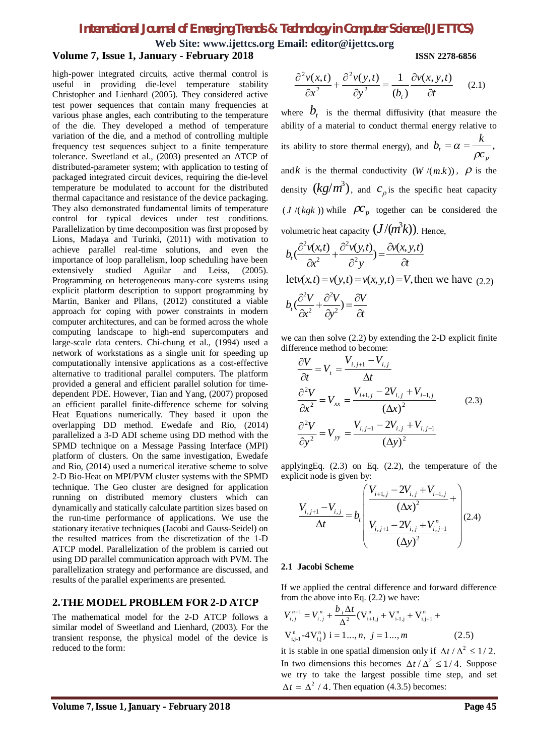high-power integrated circuits, active thermal control is useful in providing die-level temperature stability Christopher and Lienhard (2005). They considered active test power sequences that contain many frequencies at various phase angles, each contributing to the temperature of the die. They developed a method of temperature variation of the die, and a method of controlling multiple frequency test sequences subject to a finite temperature tolerance. Sweetland et al., (2003) presented an ATCP of distributed-parameter system; with application to testing of packaged integrated circuit devices, requiring the die-level temperature be modulated to account for the distributed thermal capacitance and resistance of the device packaging. They also demonstrated fundamental limits of temperature control for typical devices under test conditions. Parallelization by time decomposition was first proposed by Lions, Madaya and Turinki, (2011) with motivation to achieve parallel real-time solutions, and even the importance of loop parallelism, loop scheduling have been extensively studied Aguilar and Leiss, (2005). Programming on heterogeneous many-core systems using explicit platform description to support programming by Martin, Banker and Pllans, (2012) constituted a viable approach for coping with power constraints in modern computer architectures, and can be formed across the whole computing landscape to high-end supercomputers and large-scale data centers. Chi-chung et al., (1994) used a network of workstations as a single unit for speeding up computationally intensive applications as a cost-effective alternative to traditional parallel computers. The platform provided a general and efficient parallel solution for time-dependent PDE. However, Tian and Yang, (2007) proposed an efficient parallel finite-difference scheme for solving Heat Equations numerically. They based it upon the overlapping DD method. Ewedafe and Rio, (2014) parallelized a 3-D ADI scheme using DD method with the SPMD technique on a Message Passing Interface (MPI) platform of clusters. On the same investigation, Ewedafe and Rio, (2014) used a numerical iterative scheme to solve 2-D Bio-Heat on MPI/PVM cluster systems with the SPMD technique. The Geo cluster are designed for application running on distributed memory clusters which can dynamically and statically calculate partition sizes based on the run-time performance of applications. We use the stationary iterative techniques (Jacobi and Gauss-Seidel) on the resulted matrices from the discretization of the 1-D ATCP model. Parallelization of the problem is carried out using DD parallel communication approach with PVM. The parallelization strategy and performance are discussed, and results of the parallel experiments are presented.

## 2. THE MODEL PROBLEM FOR 2-D ATCP

The mathematical model for the 2-D ATCP follows a similar model of Sweetland and Lienhard, (2003). For the transient response, the physical model of the device is reduced to the form:

$$\frac{\partial^2 v(x,t)}{\partial x^2} + \frac{\partial^2 v(y,t)}{\partial y^2} = \frac{1}{(b_t)} \frac{\partial v(x,y,t)}{\partial t} \qquad (2.1)$$

where $b_t$ is the thermal diffusivity (that measure the ability of a material to conduct thermal energy relative to its ability to store thermal energy), and $b_t = \alpha = \dfrac{k}{\rho c_p}$, and $k$ is the thermal conductivity $(W/(m.k))$, $\rho$ is the density $(kg/m^3)$, and $c_\rho$ is the specific heat capacity $(J/(kgk))$ while $\rho c_p$ together can be considered the volumetric heat capacity $(J/(m^3 k))$. Hence,

$$b_t\left(\frac{\partial^2 v(x,t)}{\partial x^2} + \frac{\partial^2 v(y,t)}{\partial^2 y}\right) = \frac{\partial v(x,y,t)}{\partial t}$$

$$\text{let } v(x,t) = v(y,t) = v(x,y,t) = V, \text{ then we have} \qquad (2.2)$$

$$b_t\left(\frac{\partial^2 V}{\partial x^2} + \frac{\partial^2 V}{\partial y^2}\right) = \frac{\partial V}{\partial t}$$

we can then solve (2.2) by extending the 2-D explicit finite difference method to become:

$$\begin{aligned}
\frac{\partial V}{\partial t} &= V_t = \frac{V_{i,j+1} - V_{i,j}}{\Delta t} \\
\frac{\partial^2 V}{\partial x^2} &= V_{xx} = \frac{V_{i+1,j} - 2V_{i,j} + V_{i-1,j}}{(\Delta x)^2} \\
\frac{\partial^2 V}{\partial y^2} &= V_{yy} = \frac{V_{i,j+1} - 2V_{i,j} + V_{i,j-1}}{(\Delta y)^2}
\end{aligned} \qquad (2.3)$$

applyingEq. (2.3) on Eq. (2.2), the temperature of the explicit node is given by:

$$\frac{V_{i,j+1} - V_{i,j}}{\Delta t} = b_t \left( \frac{V_{i+1,j} - 2V_{i,j} + V_{i-1,j}}{(\Delta x)^2} + \frac{V_{i,j+1} - 2V_{i,j} + V_{i,j-1}^n}{(\Delta y)^2} \right) \qquad (2.4)$$

### 2.1 Jacobi Scheme

If we applied the central difference and forward difference from the above into Eq. (2.2) we have:

$$V_{i,j}^{n+1} = V_{i,j}^n + \frac{b_t \Delta t}{\Delta^2}(V_{i+1,j}^n + V_{i-1,j}^n + V_{i,j+1}^n + V_{i,j-1}^n - 4V_{i,j}^n) \quad i = 1 \ldots, n, \; j = 1 \ldots, m \qquad (2.5)$$

it is stable in one spatial dimension only if $\Delta t / \Delta^2 \le 1/2$. In two dimensions this becomes $\Delta t / \Delta^2 \le 1/4$. Suppose we try to take the largest possible time step, and set $\Delta t = \Delta^2 / 4$. Then equation (4.3.5) becomes: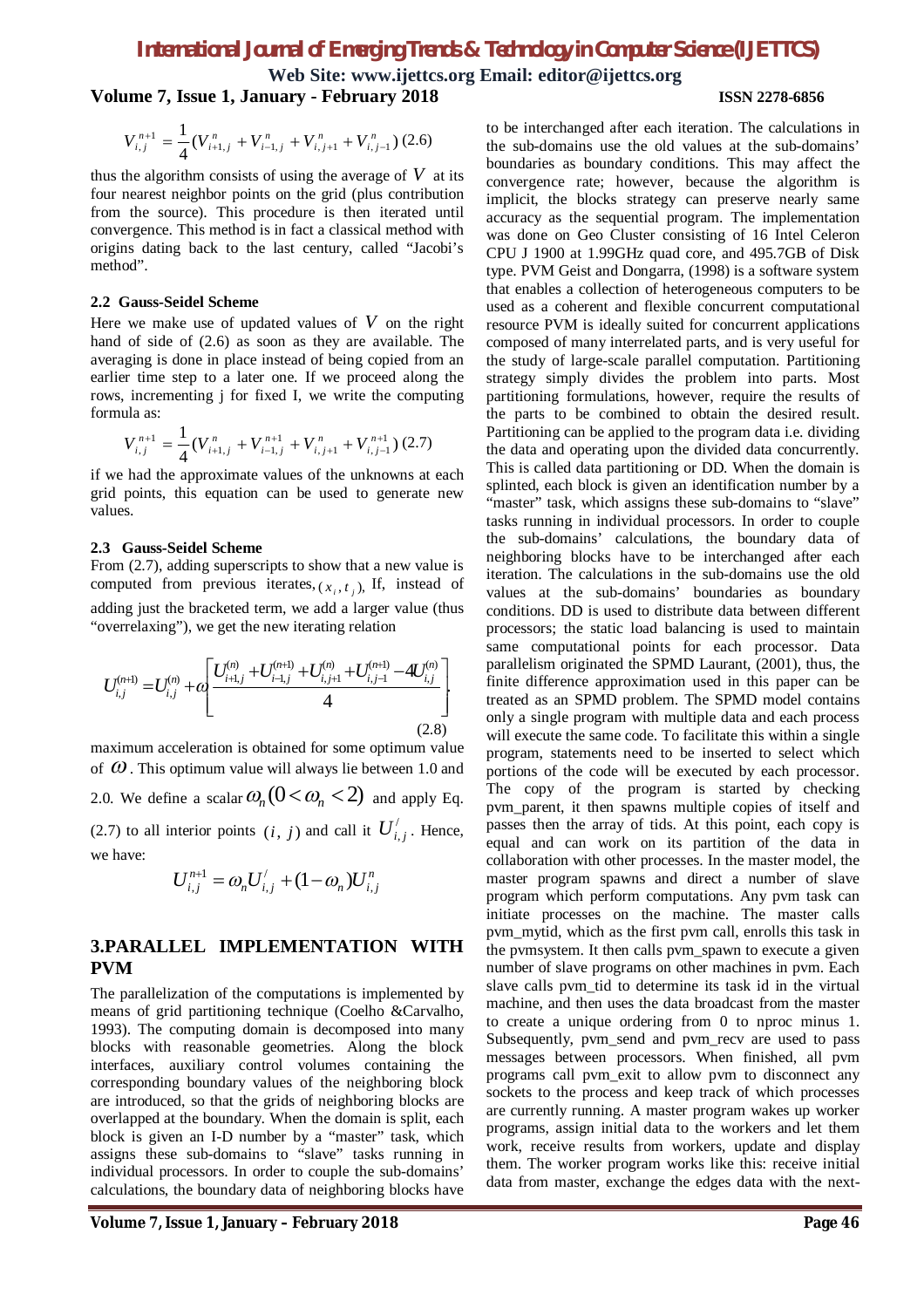$$V_{i,j}^{n+1} = \frac{1}{4}(V_{i+1,j}^{n} + V_{i-1,j}^{n} + V_{i,j+1}^{n} + V_{i,j-1}^{n}) \quad (2.6)$$

thus the algorithm consists of using the average of $V$ at its four nearest neighbor points on the grid (plus contribution from the source). This procedure is then iterated until convergence. This method is in fact a classical method with origins dating back to the last century, called "Jacobi's method".

### 2.2 Gauss-Seidel Scheme

Here we make use of updated values of $V$ on the right hand of side of (2.6) as soon as they are available. The averaging is done in place instead of being copied from an earlier time step to a later one. If we proceed along the rows, incrementing j for fixed I, we write the computing formula as:

$$V_{i,j}^{n+1} = \frac{1}{4}(V_{i+1,j}^{n} + V_{i-1,j}^{n+1} + V_{i,j+1}^{n} + V_{i,j-1}^{n+1}) \quad (2.7)$$

if we had the approximate values of the unknowns at each grid points, this equation can be used to generate new values.

### 2.3 Gauss-Seidel Scheme

From (2.7), adding superscripts to show that a new value is computed from previous iterates, $(x_i, t_j)$, If, instead of adding just the bracketed term, we add a larger value (thus "overrelaxing"), we get the new iterating relation

$$U_{i,j}^{(n+1)} = U_{i,j}^{(n)} + \omega\left[\frac{U_{i+1,j}^{(n)} + U_{i-1,j}^{(n+1)} + U_{i,j+1}^{(n)} + U_{i,j-1}^{(n+1)} - 4U_{i,j}^{(n)}}{4}\right] \quad (2.8)$$

maximum acceleration is obtained for some optimum value of $\omega$. This optimum value will always lie between 1.0 and 2.0. We define a scalar $\omega_n (0 < \omega_n < 2)$ and apply Eq. (2.7) to all interior points $(i, j)$ and call it $U_{i,j}^{/}$. Hence, we have:

$$U_{i,j}^{n+1} = \omega_n U_{i,j}^{/} + (1 - \omega_n) U_{i,j}^{n}$$

## 3.PARALLEL IMPLEMENTATION WITH PVM

The parallelization of the computations is implemented by means of grid partitioning technique (Coelho &Carvalho, 1993). The computing domain is decomposed into many blocks with reasonable geometries. Along the block interfaces, auxiliary control volumes containing the corresponding boundary values of the neighboring block are introduced, so that the grids of neighboring blocks are overlapped at the boundary. When the domain is split, each block is given an I-D number by a "master" task, which assigns these sub-domains to "slave" tasks running in individual processors. In order to couple the sub-domains' calculations, the boundary data of neighboring blocks have to be interchanged after each iteration. The calculations in the sub-domains use the old values at the sub-domains' boundaries as boundary conditions. This may affect the convergence rate; however, because the algorithm is implicit, the blocks strategy can preserve nearly same accuracy as the sequential program. The implementation was done on Geo Cluster consisting of 16 Intel Celeron CPU J 1900 at 1.99GHz quad core, and 495.7GB of Disk type. PVM Geist and Dongarra, (1998) is a software system that enables a collection of heterogeneous computers to be used as a coherent and flexible concurrent computational resource PVM is ideally suited for concurrent applications composed of many interrelated parts, and is very useful for the study of large-scale parallel computation. Partitioning strategy simply divides the problem into parts. Most partitioning formulations, however, require the results of the parts to be combined to obtain the desired result. Partitioning can be applied to the program data i.e. dividing the data and operating upon the divided data concurrently. This is called data partitioning or DD. When the domain is splinted, each block is given an identification number by a "master" task, which assigns these sub-domains to "slave" tasks running in individual processors. In order to couple the sub-domains' calculations, the boundary data of neighboring blocks have to be interchanged after each iteration. The calculations in the sub-domains use the old values at the sub-domains' boundaries as boundary conditions. DD is used to distribute data between different processors; the static load balancing is used to maintain same computational points for each processor. Data parallelism originated the SPMD Laurant, (2001), thus, the finite difference approximation used in this paper can be treated as an SPMD problem. The SPMD model contains only a single program with multiple data and each process will execute the same code. To facilitate this within a single program, statements need to be inserted to select which portions of the code will be executed by each processor. The copy of the program is started by checking pvm_parent, it then spawns multiple copies of itself and passes then the array of tids. At this point, each copy is equal and can work on its partition of the data in collaboration with other processes. In the master model, the master program spawns and direct a number of slave program which perform computations. Any pvm task can initiate processes on the machine. The master calls pvm_mytid, which as the first pvm call, enrolls this task in the pvmsystem. It then calls pvm_spawn to execute a given number of slave programs on other machines in pvm. Each slave calls pvm_tid to determine its task id in the virtual machine, and then uses the data broadcast from the master to create a unique ordering from 0 to nproc minus 1. Subsequently, pvm_send and pvm_recv are used to pass messages between processors. When finished, all pvm programs call pvm_exit to allow pvm to disconnect any sockets to the process and keep track of which processes are currently running. A master program wakes up worker programs, assign initial data to the workers and let them work, receive results from workers, update and display them. The worker program works like this: receive initial data from master, exchange the edges data with the next-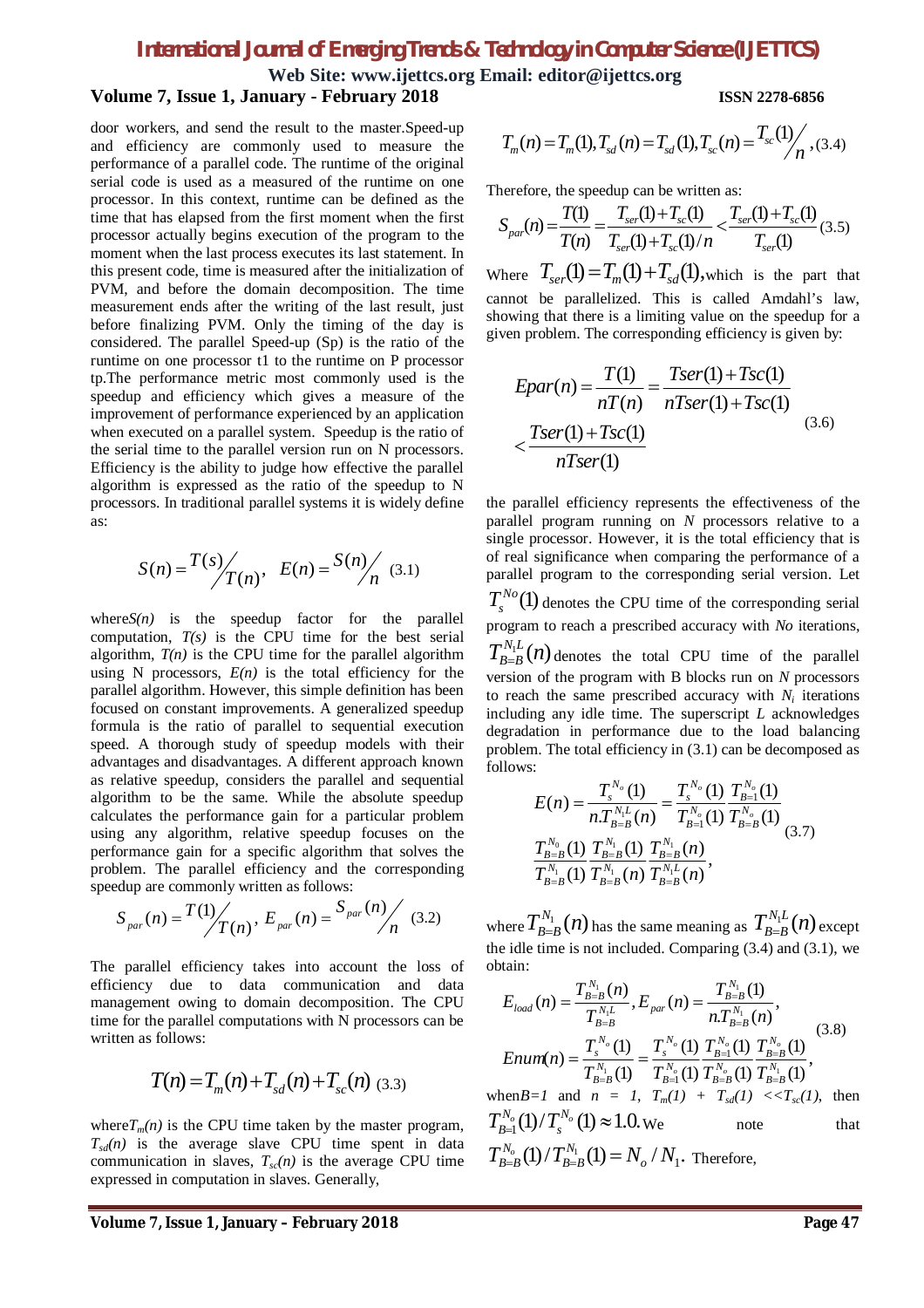door workers, and send the result to the master.Speed-up and efficiency are commonly used to measure the performance of a parallel code. The runtime of the original serial code is used as a measured of the runtime on one processor. In this context, runtime can be defined as the time that has elapsed from the first moment when the first processor actually begins execution of the program to the moment when the last process executes its last statement. In this present code, time is measured after the initialization of PVM, and before the domain decomposition. The time measurement ends after the writing of the last result, just before finalizing PVM. Only the timing of the day is considered. The parallel Speed-up (Sp) is the ratio of the runtime on one processor t1 to the runtime on P processor tp.The performance metric most commonly used is the speedup and efficiency which gives a measure of the improvement of performance experienced by an application when executed on a parallel system. Speedup is the ratio of the serial time to the parallel version run on N processors. Efficiency is the ability to judge how effective the parallel algorithm is expressed as the ratio of the speedup to N processors. In traditional parallel systems it is widely define as:

$$S(n) = T(s)/T(n), \quad E(n) = S(n)/n \quad (3.1)$$

where$S(n)$ is the speedup factor for the parallel computation, $T(s)$ is the CPU time for the best serial algorithm, $T(n)$ is the CPU time for the parallel algorithm using N processors, $E(n)$ is the total efficiency for the parallel algorithm. However, this simple definition has been focused on constant improvements. A generalized speedup formula is the ratio of parallel to sequential execution speed. A thorough study of speedup models with their advantages and disadvantages. A different approach known as relative speedup, considers the parallel and sequential algorithm to be the same. While the absolute speedup calculates the performance gain for a particular problem using any algorithm, relative speedup focuses on the performance gain for a specific algorithm that solves the problem. The parallel efficiency and the corresponding speedup are commonly written as follows:

$$S_{par}(n) = T(1)/T(n), \; E_{par}(n) = S_{par}(n)/n \quad (3.2)$$

The parallel efficiency takes into account the loss of efficiency due to data communication and data management owing to domain decomposition. The CPU time for the parallel computations with N processors can be written as follows:

$$T(n) = T_m(n) + T_{sd}(n) + T_{sc}(n) \quad (3.3)$$

where$T_m(n)$ is the CPU time taken by the master program, $T_{sd}(n)$ is the average slave CPU time spent in data communication in slaves, $T_{sc}(n)$ is the average CPU time expressed in computation in slaves. Generally,

$$T_m(n) = T_m(1), T_{sd}(n) = T_{sd}(1), T_{sc}(n) = T_{sc}(1)/n, \quad (3.4)$$

Therefore, the speedup can be written as:

$$S_{par}(n) = \frac{T(1)}{T(n)} = \frac{T_{ser}(1) + T_{sc}(1)}{T_{ser}(1) + T_{sc}(1)/n} < \frac{T_{ser}(1) + T_{sc}(1)}{T_{ser}(1)} \quad (3.5)$$

Where $T_{ser}(1) = T_m(1) + T_{sd}(1)$,which is the part that cannot be parallelized. This is called Amdahl's law, showing that there is a limiting value on the speedup for a given problem. The corresponding efficiency is given by:

$$Epar(n) = \frac{T(1)}{nT(n)} = \frac{Tser(1) + Tsc(1)}{nTser(1) + Tsc(1)} < \frac{Tser(1) + Tsc(1)}{nTser(1)} \quad (3.6)$$

the parallel efficiency represents the effectiveness of the parallel program running on $N$ processors relative to a single processor. However, it is the total efficiency that is of real significance when comparing the performance of a parallel program to the corresponding serial version. Let $T_s^{No}(1)$ denotes the CPU time of the corresponding serial program to reach a prescribed accuracy with $No$ iterations, $T_{B=B}^{N_1 L}(n)$ denotes the total CPU time of the parallel version of the program with B blocks run on $N$ processors to reach the same prescribed accuracy with $N_i$ iterations including any idle time. The superscript $L$ acknowledges degradation in performance due to the load balancing problem. The total efficiency in (3.1) can be decomposed as follows:

$$E(n) = \frac{T_s^{N_o}(1)}{n.T_{B=B}^{N_1 L}(n)} = \frac{T_s^{N_o}(1)}{T_{B=1}^{N_o}(1)} \frac{T_{B=1}^{N_o}(1)}{T_{B=B}^{N_o}(1)} \frac{T_{B=B}^{N_0}(1)}{T_{B=B}^{N_1}(1)} \frac{T_{B=B}^{N_1}(1)}{T_{B=B}^{N_1}(n)} \frac{T_{B=B}^{N_1}(n)}{T_{B=B}^{N_1 L}(n)}, \quad (3.7)$$

where $T_{B=B}^{N_1}(n)$ has the same meaning as $T_{B=B}^{N_1 L}(n)$ except the idle time is not included. Comparing (3.4) and (3.1), we obtain:

$$E_{load}(n) = \frac{T_{B=B}^{N_1}(n)}{T_{B=B}^{N_1 L}}, E_{par}(n) = \frac{T_{B=B}^{N_1}(1)}{n.T_{B=B}^{N_1}(n)},$$
$$Enum(n) = \frac{T_s^{N_o}(1)}{T_{B=B}^{N_1}(1)} = \frac{T_s^{N_o}(1)}{T_{B=1}^{N_o}(1)} \frac{T_{B=1}^{N_1}(1)}{T_{B=B}^{N_o}(1)} \frac{T_{B=B}^{N_o}(1)}{T_{B=B}^{N_1}(1)}, \quad (3.8)$$

when$B=1$ and $n = 1$, $T_m(1) + T_{sd}(1) << T_{sc}(1)$, then $T_{B=1}^{N_o}(1)/T_s^{N_o}(1) \approx 1.0$. We note that $T_{B=B}^{N_o}(1)/T_{B=B}^{N_1}(1) = N_o / N_1$. Therefore,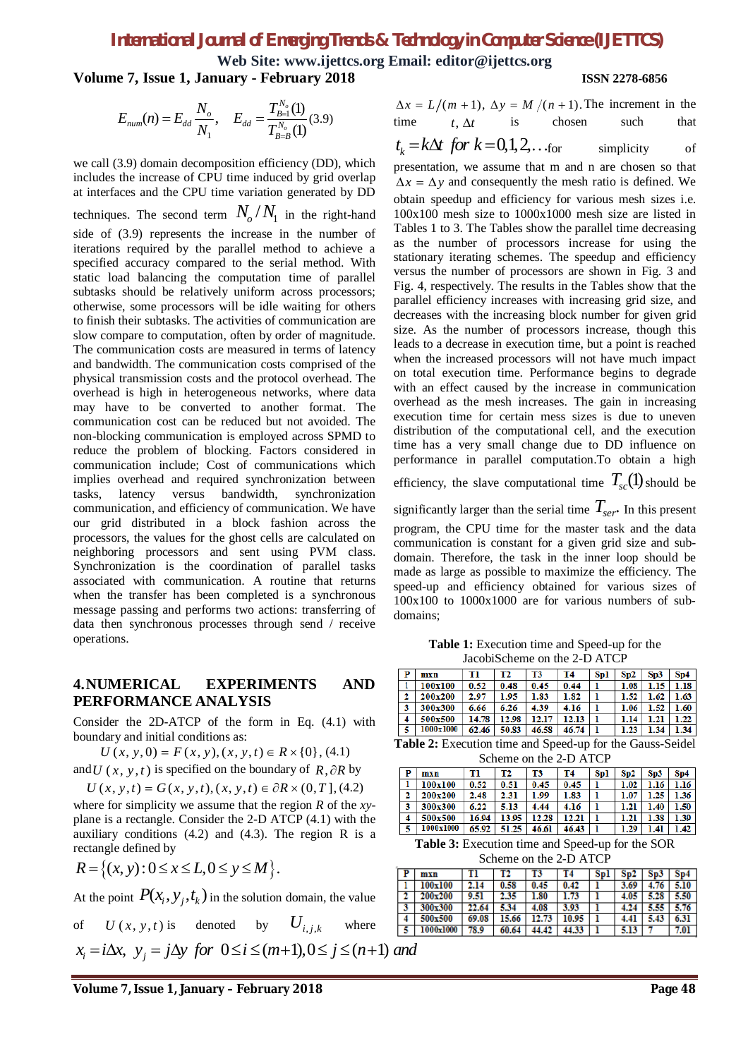$$E_{num}(n) = E_{dd}\frac{N_o}{N_1}, \quad E_{dd} = \frac{T_{B=1}^{N_o}(1)}{T_{B=B}^{N_o}(1)} \quad (3.9)$$

we call (3.9) domain decomposition efficiency (DD), which includes the increase of CPU time induced by grid overlap at interfaces and the CPU time variation generated by DD techniques. The second term $N_o/N_1$ in the right-hand side of (3.9) represents the increase in the number of iterations required by the parallel method to achieve a specified accuracy compared to the serial method. With static load balancing the computation time of parallel subtasks should be relatively uniform across processors; otherwise, some processors will be idle waiting for others to finish their subtasks. The activities of communication are slow compare to computation, often by order of magnitude. The communication costs are measured in terms of latency and bandwidth. The communication costs comprised of the physical transmission costs and the protocol overhead. The overhead is high in heterogeneous networks, where data may have to be converted to another format. The communication cost can be reduced but not avoided. The non-blocking communication is employed across SPMD to reduce the problem of blocking. Factors considered in communication include; Cost of communications which implies overhead and required synchronization between tasks, latency versus bandwidth, synchronization communication, and efficiency of communication. We have our grid distributed in a block fashion across the processors, the values for the ghost cells are calculated on neighboring processors and sent using PVM class. Synchronization is the coordination of parallel tasks associated with communication. A routine that returns when the transfer has been completed is a synchronous message passing and performs two actions: transferring of data then synchronous processes through send / receive operations.

## 4. NUMERICAL EXPERIMENTS AND PERFORMANCE ANALYSIS

Consider the 2D-ATCP of the form in Eq. (4.1) with boundary and initial conditions as:

$$U(x,y,0) = F(x,y), (x,y,t) \in R \times \{0\}, \quad (4.1)$$

and $U(x,y,t)$ is specified on the boundary of $R, \partial R$ by

$$U(x,y,t) = G(x,y,t), (x,y,t) \in \partial R \times (0,T], \quad (4.2)$$

where for simplicity we assume that the region $R$ of the *xy*-plane is a rectangle. Consider the 2-D ATCP (4.1) with the auxiliary conditions (4.2) and (4.3). The region R is a rectangle defined by

$$R = \{(x,y): 0 \le x \le L, 0 \le y \le M\}.$$

At the point $P(x_i, y_j, t_k)$ in the solution domain, the value of $U(x,y,t)$ is denoted by $U_{i,j,k}$ where

$$x_i = i\Delta x, \; y_j = j\Delta y \; for \; 0 \le i \le (m+1), 0 \le j \le (n+1) \; and$$

$\Delta x = L/(m+1)$, $\Delta y = M/(n+1)$. The increment in the time $t$, $\Delta t$ is chosen such that $t_k = k\Delta t$ for $k = 0,1,2,\ldots$ for simplicity of presentation, we assume that m and n are chosen so that $\Delta x = \Delta y$ and consequently the mesh ratio is defined. We obtain speedup and efficiency for various mesh sizes i.e. 100x100 mesh size to 1000x1000 mesh size are listed in Tables 1 to 3. The Tables show the parallel time decreasing as the number of processors increase for using the stationary iterating schemes. The speedup and efficiency versus the number of processors are shown in Fig. 3 and Fig. 4, respectively. The results in the Tables show that the parallel efficiency increases with increasing grid size, and decreases with the increasing block number for given grid size. As the number of processors increase, though this leads to a decrease in execution time, but a point is reached when the increased processors will not have much impact on total execution time. Performance begins to degrade with an effect caused by the increase in communication overhead as the mesh increases. The gain in increasing execution time for certain mess sizes is due to uneven distribution of the computational cell, and the execution time has a very small change due to DD influence on performance in parallel computation.To obtain a high efficiency, the slave computational time $T_{sc}(1)$ should be significantly larger than the serial time $T_{ser}$. In this present program, the CPU time for the master task and the data communication is constant for a given grid size and sub-domain. Therefore, the task in the inner loop should be made as large as possible to maximize the efficiency. The speed-up and efficiency obtained for various sizes of 100x100 to 1000x1000 are for various numbers of sub-domains;

**Table 1:** Execution time and Speed-up for the JacobiScheme on the 2-D ATCP

| P | mxn | T1 | T2 | T3 | T4 | Sp1 | Sp2 | Sp3 | Sp4 |
|---|---|---|---|---|---|---|---|---|---|
| 1 | 100x100 | 0.52 | 0.48 | 0.45 | 0.44 | 1 | 1.08 | 1.15 | 1.18 |
| 2 | 200x200 | 2.97 | 1.95 | 1.83 | 1.82 | 1 | 1.52 | 1.62 | 1.63 |
| 3 | 300x300 | 6.66 | 6.26 | 4.39 | 4.16 | 1 | 1.06 | 1.52 | 1.60 |
| 4 | 500x500 | 14.78 | 12.98 | 12.17 | 12.13 | 1 | 1.14 | 1.21 | 1.22 |
| 5 | 1000x1000 | 62.46 | 50.83 | 46.58 | 46.74 | 1 | 1.23 | 1.34 | 1.34 |

**Table 2:** Execution time and Speed-up for the Gauss-Seidel Scheme on the 2-D ATCP

| P | mxn | T1 | T2 | T3 | T4 | Sp1 | Sp2 | Sp3 | Sp4 |
|---|---|---|---|---|---|---|---|---|---|
| 1 | 100x100 | 0.52 | 0.51 | 0.45 | 0.45 | 1 | 1.02 | 1.16 | 1.16 |
| 2 | 200x200 | 2.48 | 2.31 | 1.99 | 1.83 | 1 | 1.07 | 1.25 | 1.36 |
| 3 | 300x300 | 6.22 | 5.13 | 4.44 | 4.16 | 1 | 1.21 | 1.40 | 1.50 |
| 4 | 500x500 | 16.84 | 13.95 | 12.28 | 12.21 | 1 | 1.21 | 1.38 | 1.39 |
| 5 | 1000x1000 | 65.92 | 51.25 | 46.61 | 46.43 | 1 | 1.29 | 1.41 | 1.42 |

**Table 3:** Execution time and Speed-up for the SOR Scheme on the 2-D ATCP

| P | mxn | T1 | T2 | T3 | T4 | Sp1 | Sp2 | Sp3 | Sp4 |
|---|---|---|---|---|---|---|---|---|---|
| 1 | 100x100 | 2.14 | 0.58 | 0.45 | 0.42 | 1 | 3.69 | 4.76 | 5.10 |
| 2 | 200x200 | 9.51 | 2.35 | 1.80 | 1.73 | 1 | 4.05 | 5.28 | 5.50 |
| 3 | 300x300 | 22.64 | 5.34 | 4.08 | 3.93 | 1 | 4.24 | 5.55 | 5.76 |
| 4 | 500x500 | 69.08 | 15.66 | 12.73 | 10.95 | 1 | 4.41 | 5.43 | 6.31 |
| 5 | 1000x1000 | 78.9 | 60.64 | 44.42 | 44.33 | 1 | 5.13 | 7 | 7.01 |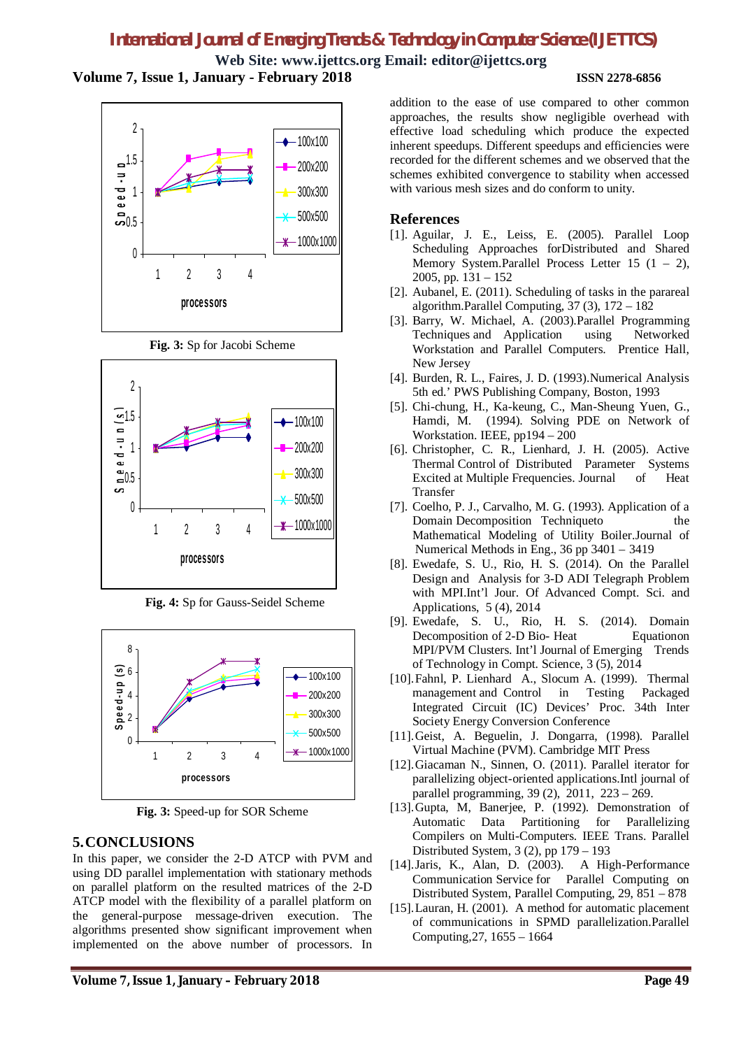Fig. 3: Sp for Jacobi Scheme

Fig. 4: Sp for Gauss-Seidel Scheme

Fig. 3: Speed-up for SOR Scheme

## 5. CONCLUSIONS

In this paper, we consider the 2-D ATCP with PVM and using DD parallel implementation with stationary methods on parallel platform on the resulted matrices of the 2-D ATCP model with the flexibility of a parallel platform on the general-purpose message-driven execution. The algorithms presented show significant improvement when implemented on the above number of processors. In addition to the ease of use compared to other common approaches, the results show negligible overhead with effective load scheduling which produce the expected inherent speedups. Different speedups and efficiencies were recorded for the different schemes and we observed that the schemes exhibited convergence to stability when accessed with various mesh sizes and do conform to unity.

## References

[1]. Aguilar, J. E., Leiss, E. (2005). Parallel Loop Scheduling Approaches forDistributed and Shared Memory System.Parallel Process Letter 15 (1 – 2), 2005, pp. 131 – 152

[2]. Aubanel, E. (2011). Scheduling of tasks in the parareal algorithm.Parallel Computing, 37 (3), 172 – 182

[3]. Barry, W. Michael, A. (2003).Parallel Programming Techniques and Application using Networked Workstation and Parallel Computers. Prentice Hall, New Jersey

[4]. Burden, R. L., Faires, J. D. (1993).Numerical Analysis 5th ed.' PWS Publishing Company, Boston, 1993

[5]. Chi-chung, H., Ka-keung, C., Man-Sheung Yuen, G., Hamdi, M. (1994). Solving PDE on Network of Workstation. IEEE, pp194 – 200

[6]. Christopher, C. R., Lienhard, J. H. (2005). Active Thermal Control of Distributed Parameter Systems Excited at Multiple Frequencies. Journal of Heat Transfer

[7]. Coelho, P. J., Carvalho, M. G. (1993). Application of a Domain Decomposition Techniqueto the Mathematical Modeling of Utility Boiler.Journal of Numerical Methods in Eng., 36 pp 3401 – 3419

[8]. Ewedafe, S. U., Rio, H. S. (2014). On the Parallel Design and Analysis for 3-D ADI Telegraph Problem with MPI.Int'l Jour. Of Advanced Compt. Sci. and Applications, 5 (4), 2014

[9]. Ewedafe, S. U., Rio, H. S. (2014). Domain Decomposition of 2-D Bio- Heat Equationon MPI/PVM Clusters. Int'l Journal of Emerging Trends of Technology in Compt. Science, 3 (5), 2014

[10]. Fahnl, P. Lienhard A., Slocum A. (1999). Thermal management and Control in Testing Packaged Integrated Circuit (IC) Devices' Proc. 34th Inter Society Energy Conversion Conference

[11]. Geist, A. Beguelin, J. Dongarra, (1998). Parallel Virtual Machine (PVM). Cambridge MIT Press

[12]. Giacaman N., Sinnen, O. (2011). Parallel iterator for parallelizing object-oriented applications.Intl journal of parallel programming, 39 (2), 2011, 223 – 269.

[13]. Gupta, M, Banerjee, P. (1992). Demonstration of Automatic Data Partitioning for Parallelizing Compilers on Multi-Computers. IEEE Trans. Parallel Distributed System, 3 (2), pp 179 – 193

[14]. Jaris, K., Alan, D. (2003). A High-Performance Communication Service for Parallel Computing on Distributed System, Parallel Computing, 29, 851 – 878

[15]. Lauran, H. (2001). A method for automatic placement of communications in SPMD parallelization.Parallel Computing,27, 1655 – 1664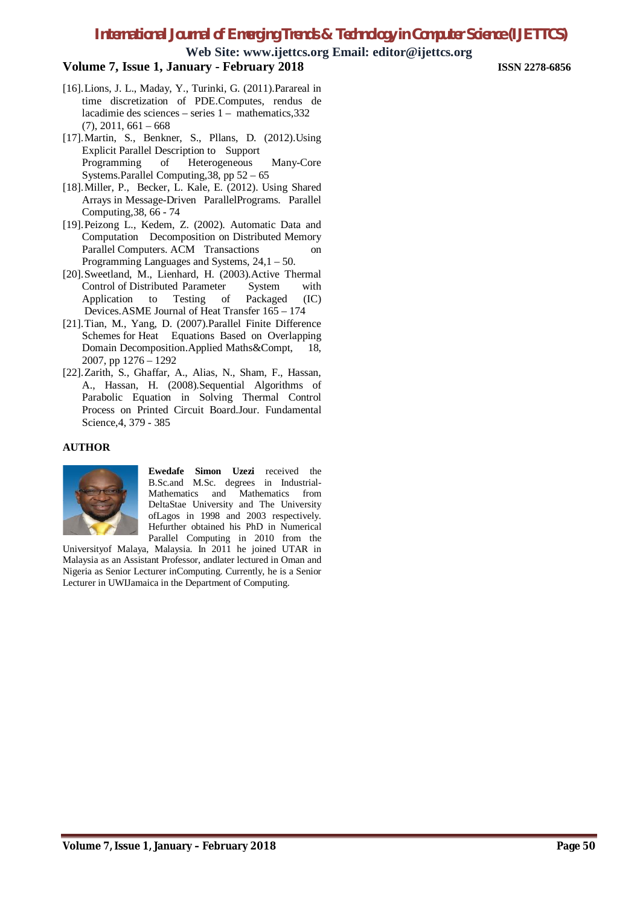[16]. Lions, J. L., Maday, Y., Turinki, G. (2011).Parareal in time discretization of PDE.Computes, rendus de lacadimie des sciences – series 1 – mathematics,332 (7), 2011, 661 – 668

[17]. Martin, S., Benkner, S., Pllans, D. (2012).Using Explicit Parallel Description to Support Programming of Heterogeneous Many-Core Systems.Parallel Computing,38, pp 52 – 65

[18]. Miller, P., Becker, L. Kale, E. (2012). Using Shared Arrays in Message-Driven ParallelPrograms. Parallel Computing,38, 66 - 74

[19]. Peizong L., Kedem, Z. (2002). Automatic Data and Computation Decomposition on Distributed Memory Parallel Computers. ACM Transactions on Programming Languages and Systems, 24,1 – 50.

[20]. Sweetland, M., Lienhard, H. (2003).Active Thermal Control of Distributed Parameter System with Application to Testing of Packaged (IC) Devices.ASME Journal of Heat Transfer 165 – 174

[21]. Tian, M., Yang, D. (2007).Parallel Finite Difference Schemes for Heat Equations Based on Overlapping Domain Decomposition.Applied Maths&Compt, 18, 2007, pp 1276 – 1292

[22]. Zarith, S., Ghaffar, A., Alias, N., Sham, F., Hassan, A., Hassan, H. (2008).Sequential Algorithms of Parabolic Equation in Solving Thermal Control Process on Printed Circuit Board.Jour. Fundamental Science,4, 379 - 385

**AUTHOR**

**Ewedafe Simon Uzezi** received the B.Sc.and M.Sc. degrees in Industrial-Mathematics and Mathematics from DeltaStae University and The University ofLagos in 1998 and 2003 respectively. Hefurther obtained his PhD in Numerical Parallel Computing in 2010 from the Universityof Malaya, Malaysia. In 2011 he joined UTAR in Malaysia as an Assistant Professor, andlater lectured in Oman and Nigeria as Senior Lecturer inComputing. Currently, he is a Senior Lecturer in UWIJamaica in the Department of Computing.